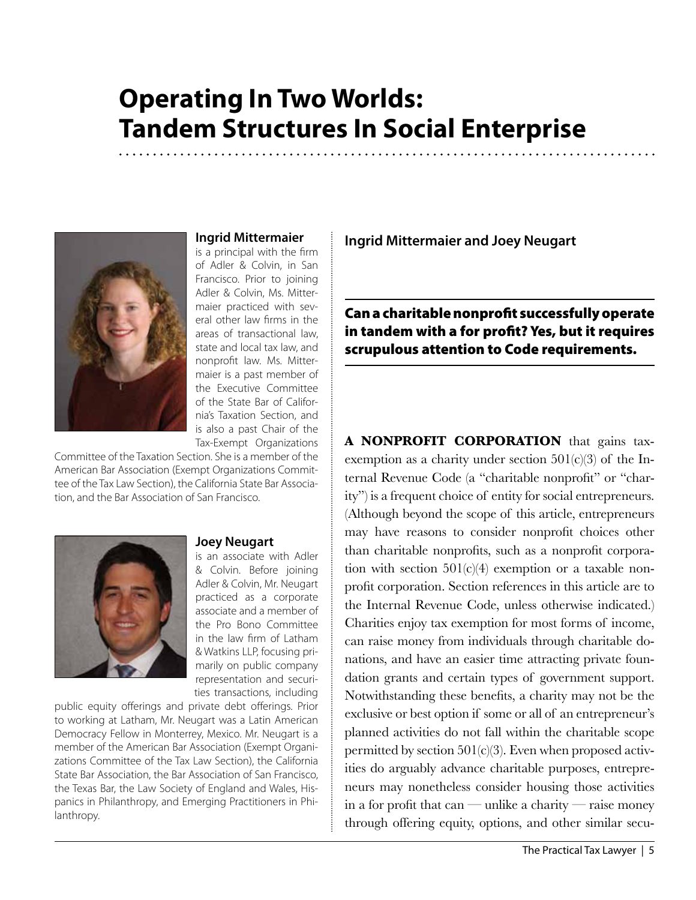# Operating In Two Worlds: Tandem Structures In Social Enterprise

**Ingrid Mittermaier** is a principal with the firm of Adler & Colvin, in San Francisco. Prior to joining Adler & Colvin, Ms. Mittermaier practiced with several other law firms in the areas of transactional law, state and local tax law, and nonprofit law. Ms. Mittermaier is a past member of the Executive Committee of the State Bar of California's Taxation Section, and is also a past Chair of the Tax-Exempt Organizations Committee of the Taxation Section. She is a member of the American Bar Association (Exempt Organizations Committee of the Tax Law Section), the California State Bar Association, and the Bar Association of San Francisco.

**Joey Neugart** is an associate with Adler & Colvin. Before joining Adler & Colvin, Mr. Neugart practiced as a corporate associate and a member of the Pro Bono Committee in the law firm of Latham & Watkins LLP, focusing primarily on public company representation and securities transactions, including public equity offerings and private debt offerings. Prior to working at Latham, Mr. Neugart was a Latin American Democracy Fellow in Monterrey, Mexico. Mr. Neugart is a member of the American Bar Association (Exempt Organizations Committee of the Tax Law Section), the California State Bar Association, the Bar Association of San Francisco, the Texas Bar, the Law Society of England and Wales, Hispanics in Philanthropy, and Emerging Practitioners in Philanthropy.

**Ingrid Mittermaier and Joey Neugart**

**Can a charitable nonprofit successfully operate in tandem with a for profit? Yes, but it requires scrupulous attention to Code requirements.**

**A NONPROFIT CORPORATION** that gains tax-exemption as a charity under section 501(c)(3) of the Internal Revenue Code (a "charitable nonprofit" or "charity") is a frequent choice of entity for social entrepreneurs. (Although beyond the scope of this article, entrepreneurs may have reasons to consider nonprofit choices other than charitable nonprofits, such as a nonprofit corporation with section 501(c)(4) exemption or a taxable nonprofit corporation. Section references in this article are to the Internal Revenue Code, unless otherwise indicated.) Charities enjoy tax exemption for most forms of income, can raise money from individuals through charitable donations, and have an easier time attracting private foundation grants and certain types of government support. Notwithstanding these benefits, a charity may not be the exclusive or best option if some or all of an entrepreneur's planned activities do not fall within the charitable scope permitted by section 501(c)(3). Even when proposed activities do arguably advance charitable purposes, entrepreneurs may nonetheless consider housing those activities in a for profit that can — unlike a charity — raise money through offering equity, options, and other similar secu-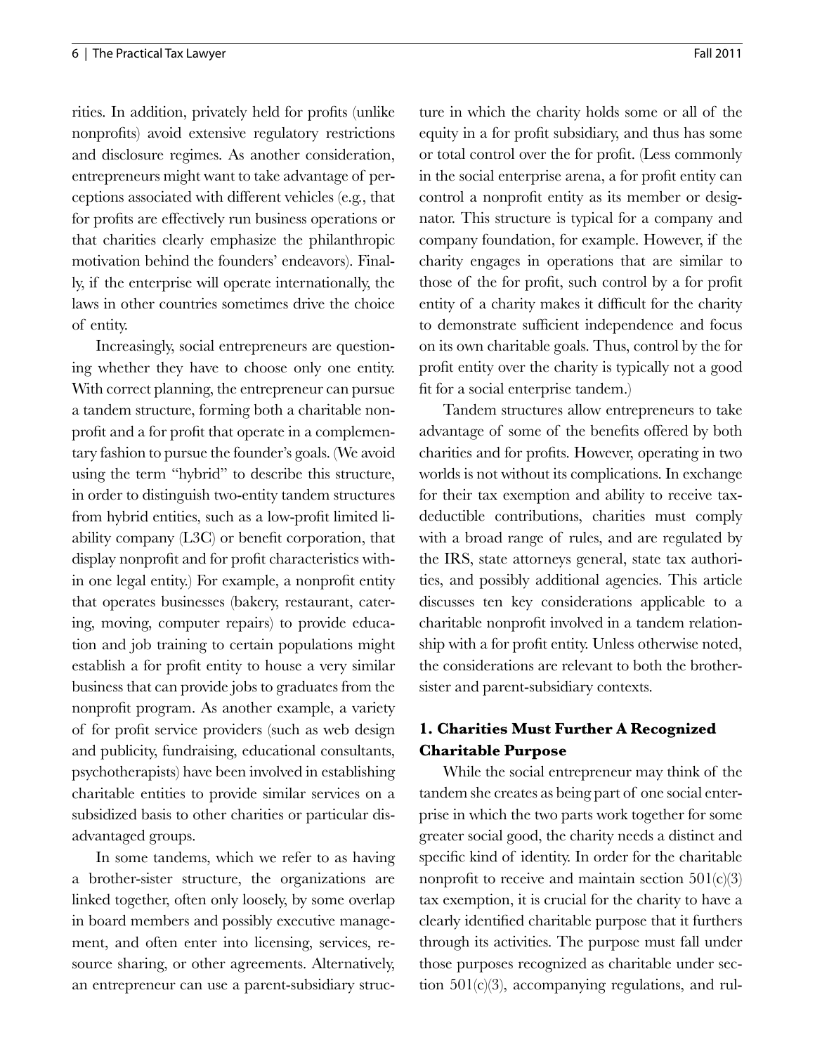rities. In addition, privately held for profits (unlike nonprofits) avoid extensive regulatory restrictions and disclosure regimes. As another consideration, entrepreneurs might want to take advantage of perceptions associated with different vehicles (e.g., that for profits are effectively run business operations or that charities clearly emphasize the philanthropic motivation behind the founders' endeavors). Finally, if the enterprise will operate internationally, the laws in other countries sometimes drive the choice of entity.

Increasingly, social entrepreneurs are questioning whether they have to choose only one entity. With correct planning, the entrepreneur can pursue a tandem structure, forming both a charitable nonprofit and a for profit that operate in a complementary fashion to pursue the founder's goals. (We avoid using the term "hybrid" to describe this structure, in order to distinguish two-entity tandem structures from hybrid entities, such as a low-profit limited liability company (L3C) or benefit corporation, that display nonprofit and for profit characteristics within one legal entity.) For example, a nonprofit entity that operates businesses (bakery, restaurant, catering, moving, computer repairs) to provide education and job training to certain populations might establish a for profit entity to house a very similar business that can provide jobs to graduates from the nonprofit program. As another example, a variety of for profit service providers (such as web design and publicity, fundraising, educational consultants, psychotherapists) have been involved in establishing charitable entities to provide similar services on a subsidized basis to other charities or particular disadvantaged groups.

In some tandems, which we refer to as having a brother-sister structure, the organizations are linked together, often only loosely, by some overlap in board members and possibly executive management, and often enter into licensing, services, resource sharing, or other agreements. Alternatively, an entrepreneur can use a parent-subsidiary structure in which the charity holds some or all of the equity in a for profit subsidiary, and thus has some or total control over the for profit. (Less commonly in the social enterprise arena, a for profit entity can control a nonprofit entity as its member or designator. This structure is typical for a company and company foundation, for example. However, if the charity engages in operations that are similar to those of the for profit, such control by a for profit entity of a charity makes it difficult for the charity to demonstrate sufficient independence and focus on its own charitable goals. Thus, control by the for profit entity over the charity is typically not a good fit for a social enterprise tandem.)

Tandem structures allow entrepreneurs to take advantage of some of the benefits offered by both charities and for profits. However, operating in two worlds is not without its complications. In exchange for their tax exemption and ability to receive tax-deductible contributions, charities must comply with a broad range of rules, and are regulated by the IRS, state attorneys general, state tax authorities, and possibly additional agencies. This article discusses ten key considerations applicable to a charitable nonprofit involved in a tandem relationship with a for profit entity. Unless otherwise noted, the considerations are relevant to both the brother-sister and parent-subsidiary contexts.

### 1. Charities Must Further A Recognized Charitable Purpose

While the social entrepreneur may think of the tandem she creates as being part of one social enterprise in which the two parts work together for some greater social good, the charity needs a distinct and specific kind of identity. In order for the charitable nonprofit to receive and maintain section 501(c)(3) tax exemption, it is crucial for the charity to have a clearly identified charitable purpose that it furthers through its activities. The purpose must fall under those purposes recognized as charitable under section 501(c)(3), accompanying regulations, and rul-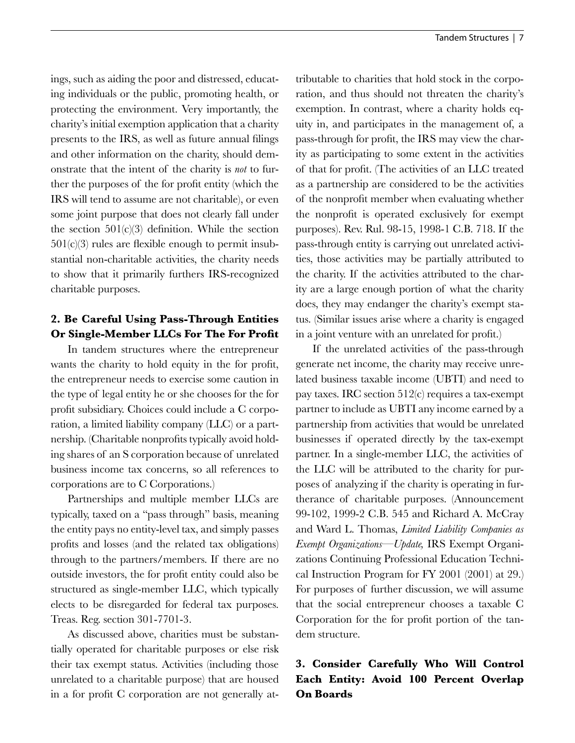ings, such as aiding the poor and distressed, educating individuals or the public, promoting health, or protecting the environment. Very importantly, the charity's initial exemption application that a charity presents to the IRS, as well as future annual filings and other information on the charity, should demonstrate that the intent of the charity is *not* to further the purposes of the for profit entity (which the IRS will tend to assume are not charitable), or even some joint purpose that does not clearly fall under the section 501(c)(3) definition. While the section 501(c)(3) rules are flexible enough to permit insubstantial non-charitable activities, the charity needs to show that it primarily furthers IRS-recognized charitable purposes.

### 2. Be Careful Using Pass-Through Entities Or Single-Member LLCs For The For Profit

In tandem structures where the entrepreneur wants the charity to hold equity in the for profit, the entrepreneur needs to exercise some caution in the type of legal entity he or she chooses for the for profit subsidiary. Choices could include a C corporation, a limited liability company (LLC) or a partnership. (Charitable nonprofits typically avoid holding shares of an S corporation because of unrelated business income tax concerns, so all references to corporations are to C Corporations.)

Partnerships and multiple member LLCs are typically, taxed on a "pass through" basis, meaning the entity pays no entity-level tax, and simply passes profits and losses (and the related tax obligations) through to the partners/members. If there are no outside investors, the for profit entity could also be structured as single-member LLC, which typically elects to be disregarded for federal tax purposes. Treas. Reg. section 301-7701-3.

As discussed above, charities must be substantially operated for charitable purposes or else risk their tax exempt status. Activities (including those unrelated to a charitable purpose) that are housed in a for profit C corporation are not generally attributable to charities that hold stock in the corporation, and thus should not threaten the charity's exemption. In contrast, where a charity holds equity in, and participates in the management of, a pass-through for profit, the IRS may view the charity as participating to some extent in the activities of that for profit. (The activities of an LLC treated as a partnership are considered to be the activities of the nonprofit member when evaluating whether the nonprofit is operated exclusively for exempt purposes). Rev. Rul. 98-15, 1998-1 C.B. 718. If the pass-through entity is carrying out unrelated activities, those activities may be partially attributed to the charity. If the activities attributed to the charity are a large enough portion of what the charity does, they may endanger the charity's exempt status. (Similar issues arise where a charity is engaged in a joint venture with an unrelated for profit.)

If the unrelated activities of the pass-through generate net income, the charity may receive unrelated business taxable income (UBTI) and need to pay taxes. IRC section 512(c) requires a tax-exempt partner to include as UBTI any income earned by a partnership from activities that would be unrelated businesses if operated directly by the tax-exempt partner. In a single-member LLC, the activities of the LLC will be attributed to the charity for purposes of analyzing if the charity is operating in furtherance of charitable purposes. (Announcement 99-102, 1999-2 C.B. 545 and Richard A. McCray and Ward L. Thomas, *Limited Liability Companies as Exempt Organizations—Update,* IRS Exempt Organizations Continuing Professional Education Technical Instruction Program for FY 2001 (2001) at 29.) For purposes of further discussion, we will assume that the social entrepreneur chooses a taxable C Corporation for the for profit portion of the tandem structure.

### 3. Consider Carefully Who Will Control Each Entity: Avoid 100 Percent Overlap On Boards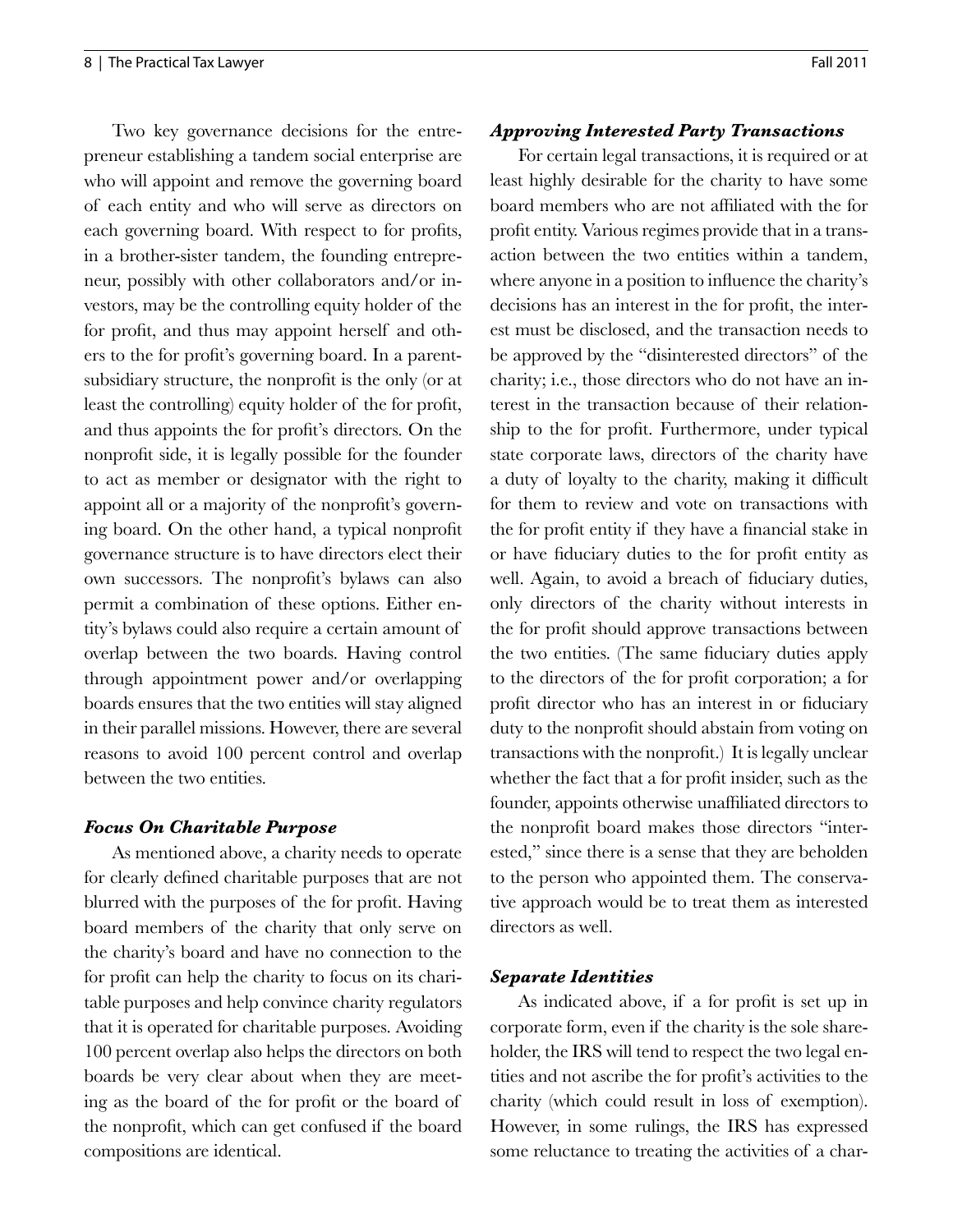Two key governance decisions for the entrepreneur establishing a tandem social enterprise are who will appoint and remove the governing board of each entity and who will serve as directors on each governing board. With respect to for profits, in a brother-sister tandem, the founding entrepreneur, possibly with other collaborators and/or investors, may be the controlling equity holder of the for profit, and thus may appoint herself and others to the for profit's governing board. In a parent-subsidiary structure, the nonprofit is the only (or at least the controlling) equity holder of the for profit, and thus appoints the for profit's directors. On the nonprofit side, it is legally possible for the founder to act as member or designator with the right to appoint all or a majority of the nonprofit's governing board. On the other hand, a typical nonprofit governance structure is to have directors elect their own successors. The nonprofit's bylaws can also permit a combination of these options. Either entity's bylaws could also require a certain amount of overlap between the two boards. Having control through appointment power and/or overlapping boards ensures that the two entities will stay aligned in their parallel missions. However, there are several reasons to avoid 100 percent control and overlap between the two entities.

### *Focus On Charitable Purpose*

As mentioned above, a charity needs to operate for clearly defined charitable purposes that are not blurred with the purposes of the for profit. Having board members of the charity that only serve on the charity's board and have no connection to the for profit can help the charity to focus on its charitable purposes and help convince charity regulators that it is operated for charitable purposes. Avoiding 100 percent overlap also helps the directors on both boards be very clear about when they are meeting as the board of the for profit or the board of the nonprofit, which can get confused if the board compositions are identical.

### *Approving Interested Party Transactions*

For certain legal transactions, it is required or at least highly desirable for the charity to have some board members who are not affiliated with the for profit entity. Various regimes provide that in a transaction between the two entities within a tandem, where anyone in a position to influence the charity's decisions has an interest in the for profit, the interest must be disclosed, and the transaction needs to be approved by the "disinterested directors" of the charity; i.e., those directors who do not have an interest in the transaction because of their relationship to the for profit. Furthermore, under typical state corporate laws, directors of the charity have a duty of loyalty to the charity, making it difficult for them to review and vote on transactions with the for profit entity if they have a financial stake in or have fiduciary duties to the for profit entity as well. Again, to avoid a breach of fiduciary duties, only directors of the charity without interests in the for profit should approve transactions between the two entities. (The same fiduciary duties apply to the directors of the for profit corporation; a for profit director who has an interest in or fiduciary duty to the nonprofit should abstain from voting on transactions with the nonprofit.) It is legally unclear whether the fact that a for profit insider, such as the founder, appoints otherwise unaffiliated directors to the nonprofit board makes those directors "interested," since there is a sense that they are beholden to the person who appointed them. The conservative approach would be to treat them as interested directors as well.

### *Separate Identities*

As indicated above, if a for profit is set up in corporate form, even if the charity is the sole shareholder, the IRS will tend to respect the two legal entities and not ascribe the for profit's activities to the charity (which could result in loss of exemption). However, in some rulings, the IRS has expressed some reluctance to treating the activities of a char-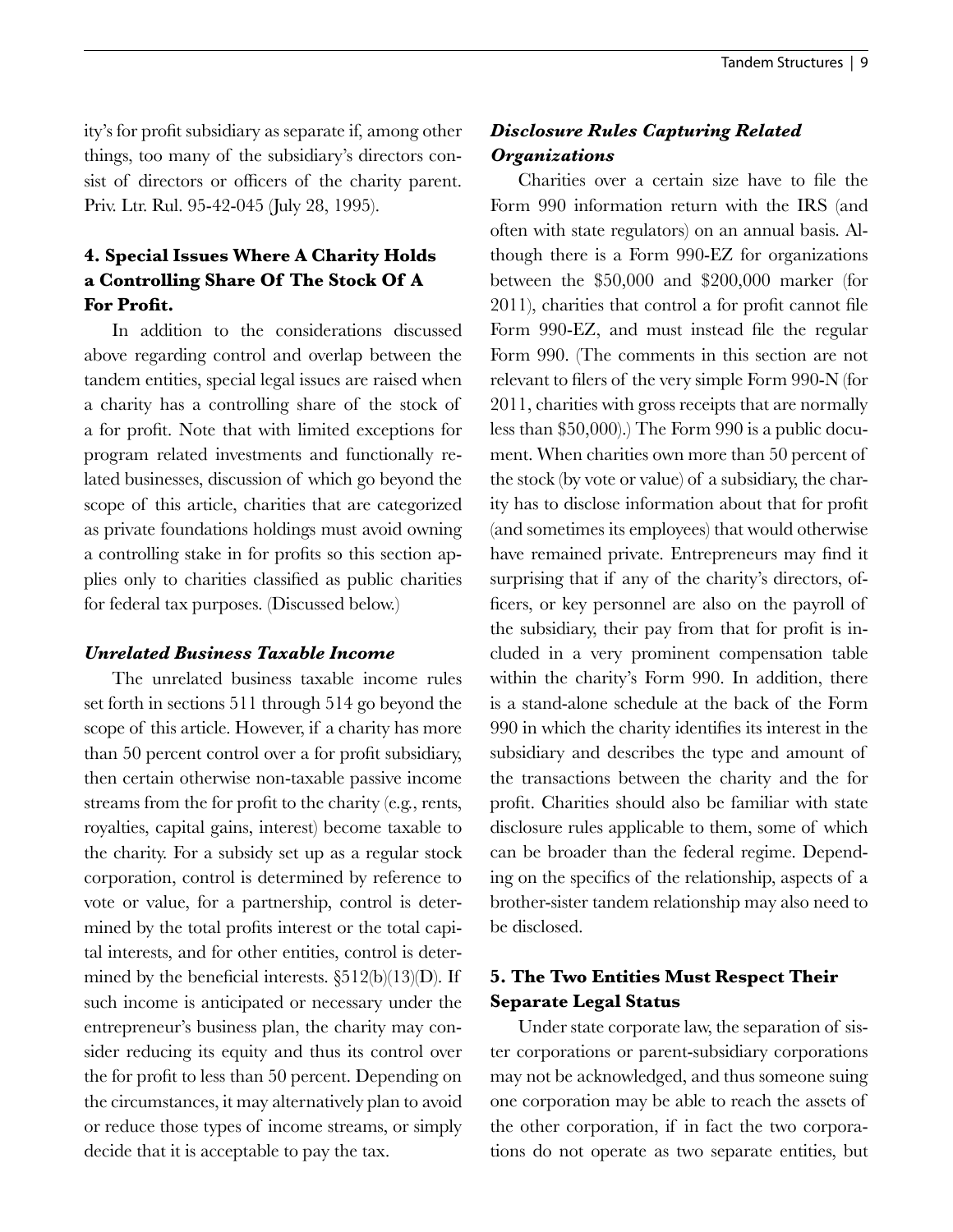ity's for profit subsidiary as separate if, among other things, too many of the subsidiary's directors consist of directors or officers of the charity parent. Priv. Ltr. Rul. 95-42-045 (July 28, 1995).

## 4. Special Issues Where A Charity Holds a Controlling Share Of The Stock Of A For Profit.

In addition to the considerations discussed above regarding control and overlap between the tandem entities, special legal issues are raised when a charity has a controlling share of the stock of a for profit. Note that with limited exceptions for program related investments and functionally related businesses, discussion of which go beyond the scope of this article, charities that are categorized as private foundations holdings must avoid owning a controlling stake in for profits so this section applies only to charities classified as public charities for federal tax purposes. (Discussed below.)

### *Unrelated Business Taxable Income*

The unrelated business taxable income rules set forth in sections 511 through 514 go beyond the scope of this article. However, if a charity has more than 50 percent control over a for profit subsidiary, then certain otherwise non-taxable passive income streams from the for profit to the charity (e.g., rents, royalties, capital gains, interest) become taxable to the charity. For a subsidy set up as a regular stock corporation, control is determined by reference to vote or value, for a partnership, control is determined by the total profits interest or the total capital interests, and for other entities, control is determined by the beneficial interests. §512(b)(13)(D). If such income is anticipated or necessary under the entrepreneur's business plan, the charity may consider reducing its equity and thus its control over the for profit to less than 50 percent. Depending on the circumstances, it may alternatively plan to avoid or reduce those types of income streams, or simply decide that it is acceptable to pay the tax.

### *Disclosure Rules Capturing Related Organizations*

Charities over a certain size have to file the Form 990 information return with the IRS (and often with state regulators) on an annual basis. Although there is a Form 990-EZ for organizations between the $50,000 and $200,000 marker (for 2011), charities that control a for profit cannot file Form 990-EZ, and must instead file the regular Form 990. (The comments in this section are not relevant to filers of the very simple Form 990-N (for 2011, charities with gross receipts that are normally less than $50,000).) The Form 990 is a public document. When charities own more than 50 percent of the stock (by vote or value) of a subsidiary, the charity has to disclose information about that for profit (and sometimes its employees) that would otherwise have remained private. Entrepreneurs may find it surprising that if any of the charity's directors, officers, or key personnel are also on the payroll of the subsidiary, their pay from that for profit is included in a very prominent compensation table within the charity's Form 990. In addition, there is a stand-alone schedule at the back of the Form 990 in which the charity identifies its interest in the subsidiary and describes the type and amount of the transactions between the charity and the for profit. Charities should also be familiar with state disclosure rules applicable to them, some of which can be broader than the federal regime. Depending on the specifics of the relationship, aspects of a brother-sister tandem relationship may also need to be disclosed.

## 5. The Two Entities Must Respect Their Separate Legal Status

Under state corporate law, the separation of sister corporations or parent-subsidiary corporations may not be acknowledged, and thus someone suing one corporation may be able to reach the assets of the other corporation, if in fact the two corporations do not operate as two separate entities, but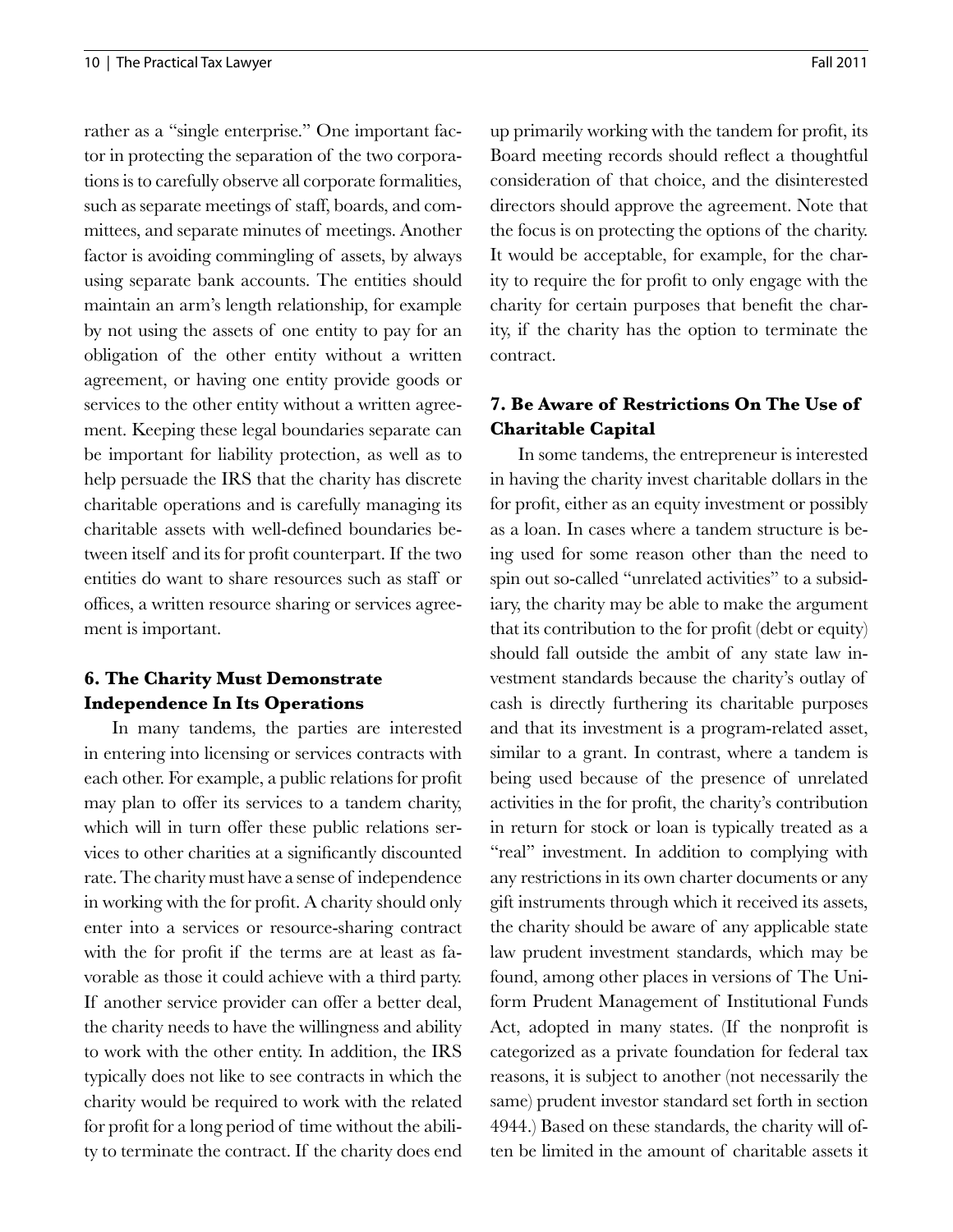rather as a "single enterprise." One important factor in protecting the separation of the two corporations is to carefully observe all corporate formalities, such as separate meetings of staff, boards, and committees, and separate minutes of meetings. Another factor is avoiding commingling of assets, by always using separate bank accounts. The entities should maintain an arm's length relationship, for example by not using the assets of one entity to pay for an obligation of the other entity without a written agreement, or having one entity provide goods or services to the other entity without a written agreement. Keeping these legal boundaries separate can be important for liability protection, as well as to help persuade the IRS that the charity has discrete charitable operations and is carefully managing its charitable assets with well-defined boundaries between itself and its for profit counterpart. If the two entities do want to share resources such as staff or offices, a written resource sharing or services agreement is important.

### 6. The Charity Must Demonstrate Independence In Its Operations

In many tandems, the parties are interested in entering into licensing or services contracts with each other. For example, a public relations for profit may plan to offer its services to a tandem charity, which will in turn offer these public relations services to other charities at a significantly discounted rate. The charity must have a sense of independence in working with the for profit. A charity should only enter into a services or resource-sharing contract with the for profit if the terms are at least as favorable as those it could achieve with a third party. If another service provider can offer a better deal, the charity needs to have the willingness and ability to work with the other entity. In addition, the IRS typically does not like to see contracts in which the charity would be required to work with the related for profit for a long period of time without the ability to terminate the contract. If the charity does end up primarily working with the tandem for profit, its Board meeting records should reflect a thoughtful consideration of that choice, and the disinterested directors should approve the agreement. Note that the focus is on protecting the options of the charity. It would be acceptable, for example, for the charity to require the for profit to only engage with the charity for certain purposes that benefit the charity, if the charity has the option to terminate the contract.

### 7. Be Aware of Restrictions On The Use of Charitable Capital

In some tandems, the entrepreneur is interested in having the charity invest charitable dollars in the for profit, either as an equity investment or possibly as a loan. In cases where a tandem structure is being used for some reason other than the need to spin out so-called "unrelated activities" to a subsidiary, the charity may be able to make the argument that its contribution to the for profit (debt or equity) should fall outside the ambit of any state law investment standards because the charity's outlay of cash is directly furthering its charitable purposes and that its investment is a program-related asset, similar to a grant. In contrast, where a tandem is being used because of the presence of unrelated activities in the for profit, the charity's contribution in return for stock or loan is typically treated as a "real" investment. In addition to complying with any restrictions in its own charter documents or any gift instruments through which it received its assets, the charity should be aware of any applicable state law prudent investment standards, which may be found, among other places in versions of The Uniform Prudent Management of Institutional Funds Act, adopted in many states. (If the nonprofit is categorized as a private foundation for federal tax reasons, it is subject to another (not necessarily the same) prudent investor standard set forth in section 4944.) Based on these standards, the charity will often be limited in the amount of charitable assets it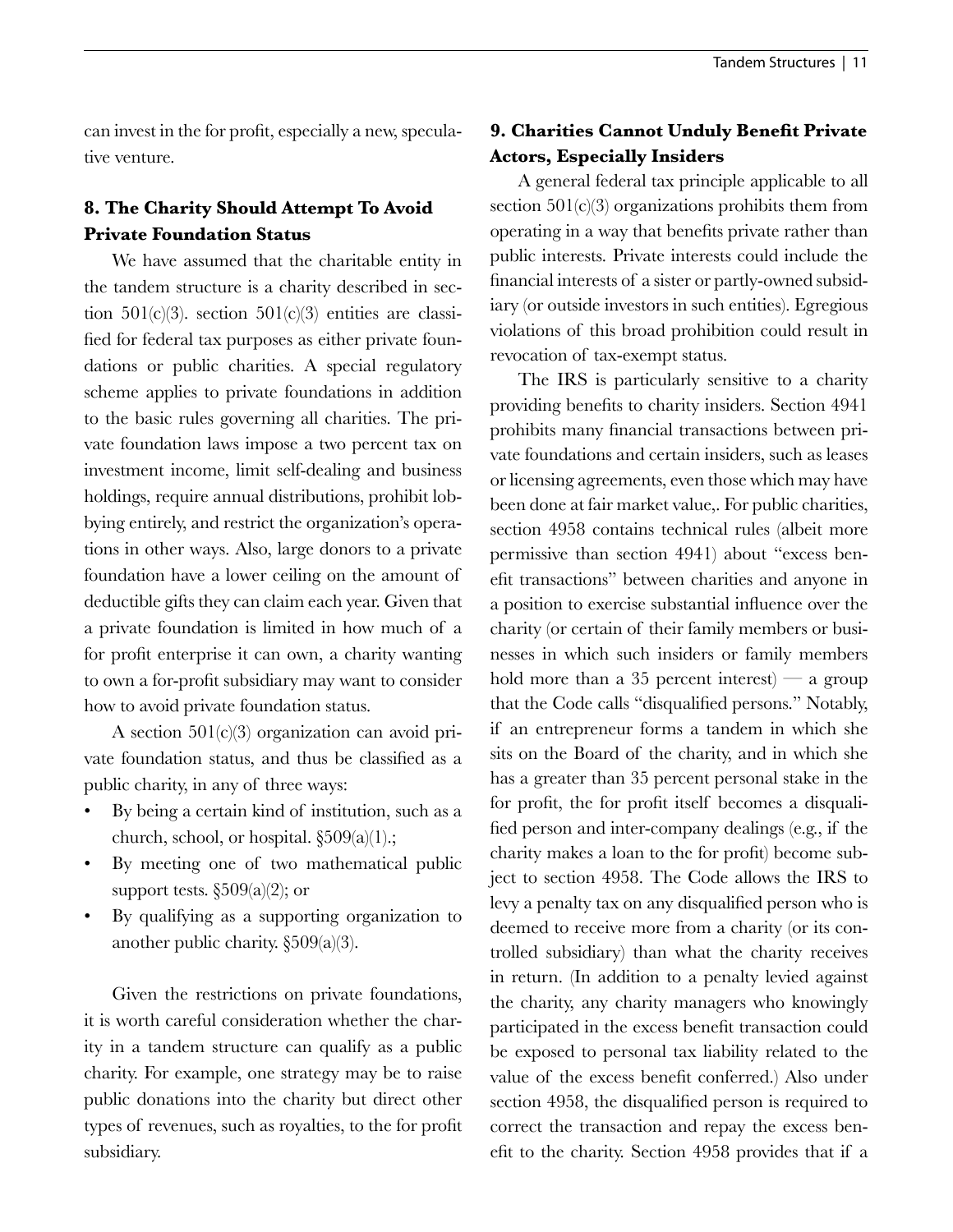can invest in the for profit, especially a new, speculative venture.

### 8. The Charity Should Attempt To Avoid Private Foundation Status

We have assumed that the charitable entity in the tandem structure is a charity described in section 501(c)(3). section 501(c)(3) entities are classified for federal tax purposes as either private foundations or public charities. A special regulatory scheme applies to private foundations in addition to the basic rules governing all charities. The private foundation laws impose a two percent tax on investment income, limit self-dealing and business holdings, require annual distributions, prohibit lobbying entirely, and restrict the organization's operations in other ways. Also, large donors to a private foundation have a lower ceiling on the amount of deductible gifts they can claim each year. Given that a private foundation is limited in how much of a for profit enterprise it can own, a charity wanting to own a for-profit subsidiary may want to consider how to avoid private foundation status.

A section 501(c)(3) organization can avoid private foundation status, and thus be classified as a public charity, in any of three ways:

- By being a certain kind of institution, such as a church, school, or hospital. §509(a)(1).;
- By meeting one of two mathematical public support tests. §509(a)(2); or
- By qualifying as a supporting organization to another public charity. §509(a)(3).

Given the restrictions on private foundations, it is worth careful consideration whether the charity in a tandem structure can qualify as a public charity. For example, one strategy may be to raise public donations into the charity but direct other types of revenues, such as royalties, to the for profit subsidiary.

### 9. Charities Cannot Unduly Benefit Private Actors, Especially Insiders

A general federal tax principle applicable to all section 501(c)(3) organizations prohibits them from operating in a way that benefits private rather than public interests. Private interests could include the financial interests of a sister or partly-owned subsidiary (or outside investors in such entities). Egregious violations of this broad prohibition could result in revocation of tax-exempt status.

The IRS is particularly sensitive to a charity providing benefits to charity insiders. Section 4941 prohibits many financial transactions between private foundations and certain insiders, such as leases or licensing agreements, even those which may have been done at fair market value,. For public charities, section 4958 contains technical rules (albeit more permissive than section 4941) about "excess benefit transactions" between charities and anyone in a position to exercise substantial influence over the charity (or certain of their family members or businesses in which such insiders or family members hold more than a 35 percent interest) — a group that the Code calls "disqualified persons." Notably, if an entrepreneur forms a tandem in which she sits on the Board of the charity, and in which she has a greater than 35 percent personal stake in the for profit, the for profit itself becomes a disqualified person and inter-company dealings (e.g., if the charity makes a loan to the for profit) become subject to section 4958. The Code allows the IRS to levy a penalty tax on any disqualified person who is deemed to receive more from a charity (or its controlled subsidiary) than what the charity receives in return. (In addition to a penalty levied against the charity, any charity managers who knowingly participated in the excess benefit transaction could be exposed to personal tax liability related to the value of the excess benefit conferred.) Also under section 4958, the disqualified person is required to correct the transaction and repay the excess benefit to the charity. Section 4958 provides that if a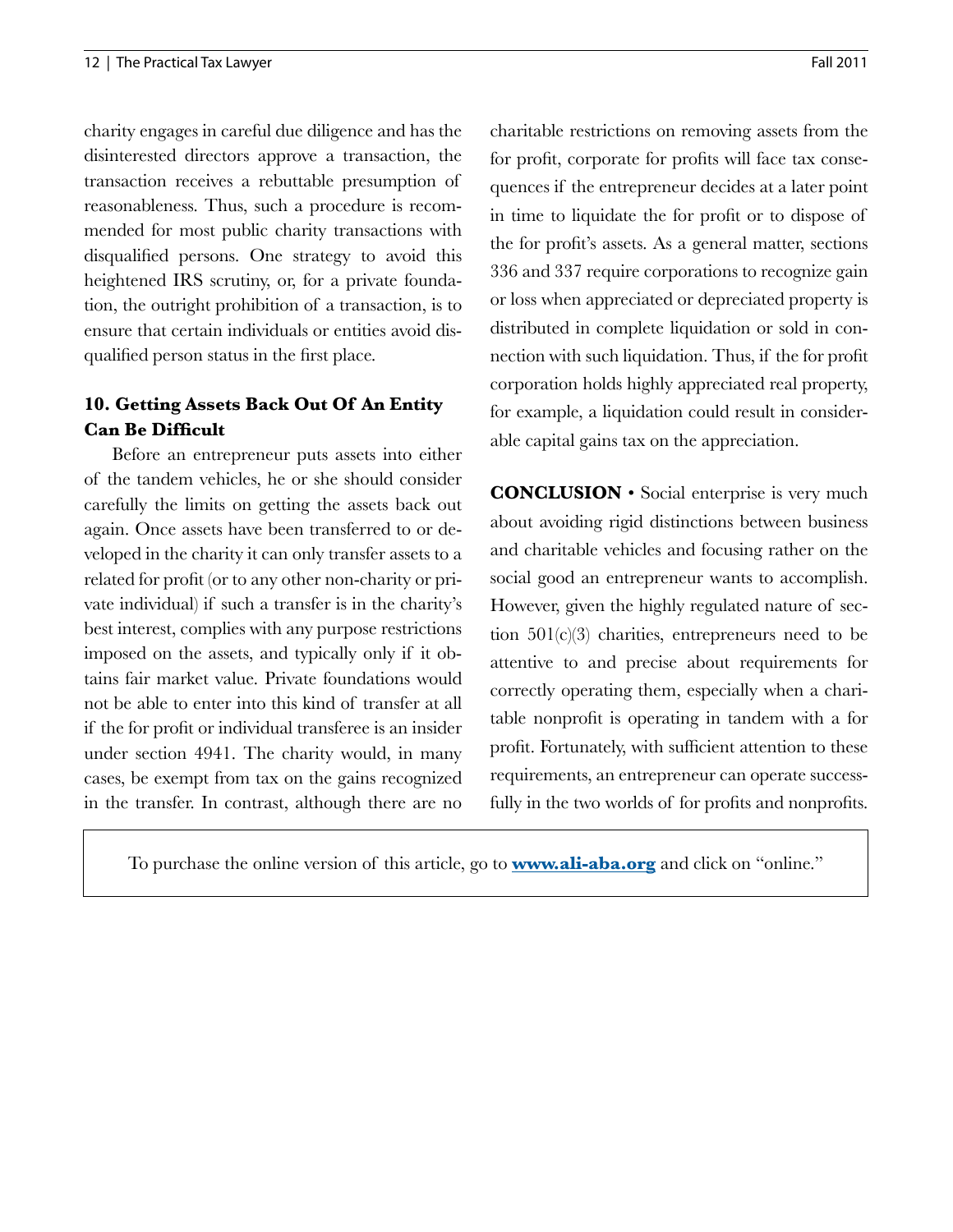charity engages in careful due diligence and has the disinterested directors approve a transaction, the transaction receives a rebuttable presumption of reasonableness. Thus, such a procedure is recommended for most public charity transactions with disqualified persons. One strategy to avoid this heightened IRS scrutiny, or, for a private foundation, the outright prohibition of a transaction, is to ensure that certain individuals or entities avoid disqualified person status in the first place.

### 10. Getting Assets Back Out Of An Entity Can Be Difficult

Before an entrepreneur puts assets into either of the tandem vehicles, he or she should consider carefully the limits on getting the assets back out again. Once assets have been transferred to or developed in the charity it can only transfer assets to a related for profit (or to any other non-charity or private individual) if such a transfer is in the charity's best interest, complies with any purpose restrictions imposed on the assets, and typically only if it obtains fair market value. Private foundations would not be able to enter into this kind of transfer at all if the for profit or individual transferee is an insider under section 4941. The charity would, in many cases, be exempt from tax on the gains recognized in the transfer. In contrast, although there are no charitable restrictions on removing assets from the for profit, corporate for profits will face tax consequences if the entrepreneur decides at a later point in time to liquidate the for profit or to dispose of the for profit's assets. As a general matter, sections 336 and 337 require corporations to recognize gain or loss when appreciated or depreciated property is distributed in complete liquidation or sold in connection with such liquidation. Thus, if the for profit corporation holds highly appreciated real property, for example, a liquidation could result in considerable capital gains tax on the appreciation.

**CONCLUSION** • Social enterprise is very much about avoiding rigid distinctions between business and charitable vehicles and focusing rather on the social good an entrepreneur wants to accomplish. However, given the highly regulated nature of section 501(c)(3) charities, entrepreneurs need to be attentive to and precise about requirements for correctly operating them, especially when a charitable nonprofit is operating in tandem with a for profit. Fortunately, with sufficient attention to these requirements, an entrepreneur can operate successfully in the two worlds of for profits and nonprofits.

To purchase the online version of this article, go to **www.ali-aba.org** and click on "online."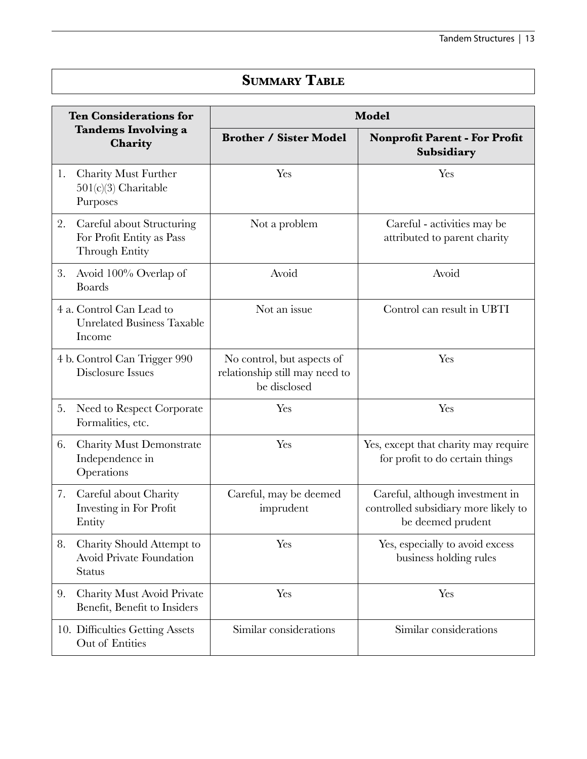## Summary Table

| Ten Considerations for Tandems Involving a Charity | Model | |
|---|---|---|
| | **Brother / Sister Model** | **Nonprofit Parent - For Profit Subsidiary** |
| 1. Charity Must Further 501(c)(3) Charitable Purposes | Yes | Yes |
| 2. Careful about Structuring For Profit Entity as Pass Through Entity | Not a problem | Careful - activities may be attributed to parent charity |
| 3. Avoid 100% Overlap of Boards | Avoid | Avoid |
| 4 a. Control Can Lead to Unrelated Business Taxable Income | Not an issue | Control can result in UBTI |
| 4 b. Control Can Trigger 990 Disclosure Issues | No control, but aspects of relationship still may need to be disclosed | Yes |
| 5. Need to Respect Corporate Formalities, etc. | Yes | Yes |
| 6. Charity Must Demonstrate Independence in Operations | Yes | Yes, except that charity may require for profit to do certain things |
| 7. Careful about Charity Investing in For Profit Entity | Careful, may be deemed imprudent | Careful, although investment in controlled subsidiary more likely to be deemed prudent |
| 8. Charity Should Attempt to Avoid Private Foundation Status | Yes | Yes, especially to avoid excess business holding rules |
| 9. Charity Must Avoid Private Benefit, Benefit to Insiders | Yes | Yes |
| 10. Difficulties Getting Assets Out of Entities | Similar considerations | Similar considerations |